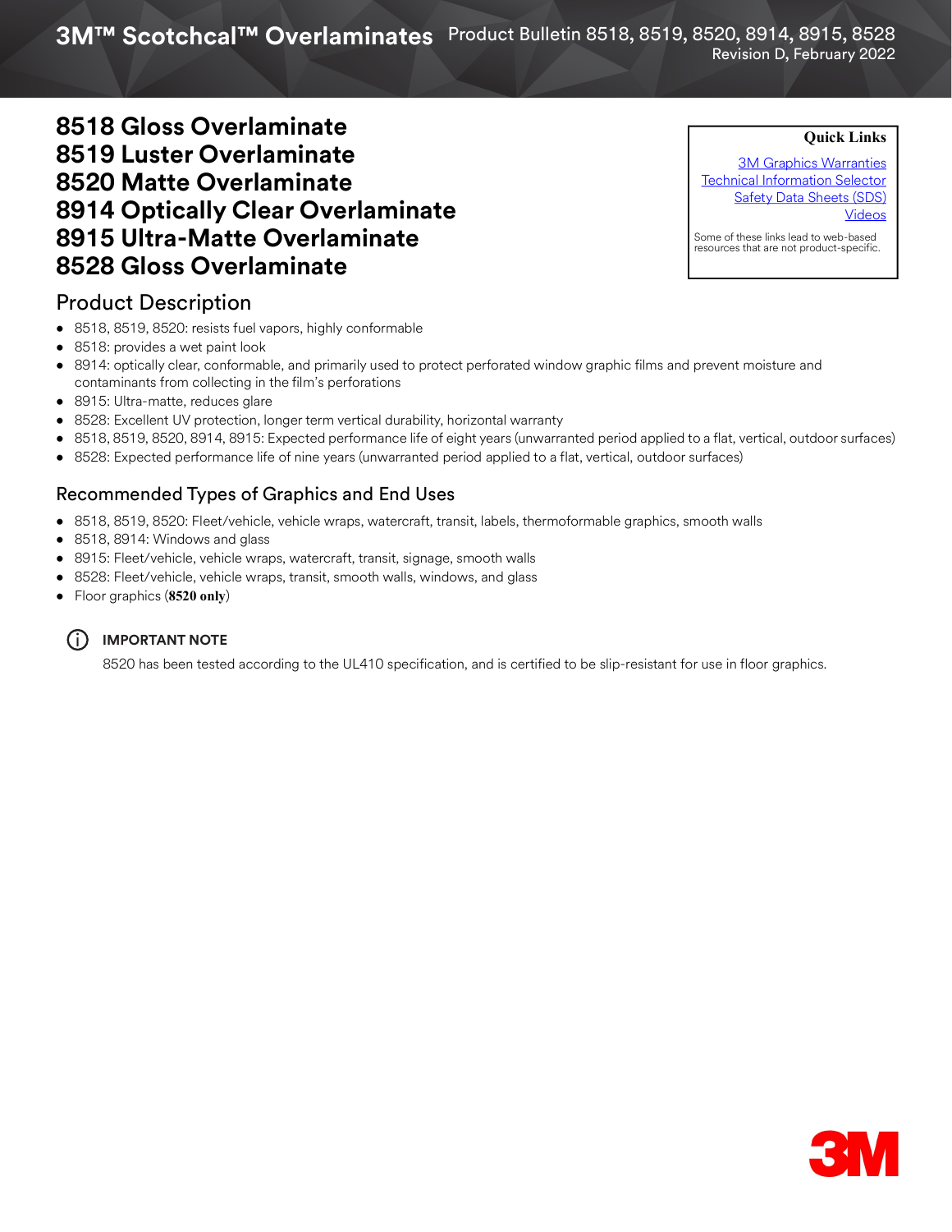# 8518 Gloss Overlaminate
# 8519 Luster Overlaminate
# 8520 Matte Overlaminate
# 8914 Optically Clear Overlaminate
# 8915 Ultra-Matte Overlaminate
# 8528 Gloss Overlaminate

**Quick Links**

[3M Graphics Warranties]
[Technical Information Selector]
[Safety Data Sheets (SDS)]
[Videos]

Some of these links lead to web-based resources that are not product-specific.

## Product Description

- 8518, 8519, 8520: resists fuel vapors, highly conformable
- 8518: provides a wet paint look
- 8914: optically clear, conformable, and primarily used to protect perforated window graphic films and prevent moisture and contaminants from collecting in the film's perforations
- 8915: Ultra-matte, reduces glare
- 8528: Excellent UV protection, longer term vertical durability, horizontal warranty
- 8518, 8519, 8520, 8914, 8915: Expected performance life of eight years (unwarranted period applied to a flat, vertical, outdoor surfaces)
- 8528: Expected performance life of nine years (unwarranted period applied to a flat, vertical, outdoor surfaces)

## Recommended Types of Graphics and End Uses

- 8518, 8519, 8520: Fleet/vehicle, vehicle wraps, watercraft, transit, labels, thermoformable graphics, smooth walls
- 8518, 8914: Windows and glass
- 8915: Fleet/vehicle, vehicle wraps, watercraft, transit, signage, smooth walls
- 8528: Fleet/vehicle, vehicle wraps, transit, smooth walls, windows, and glass
- Floor graphics (**8520 only**)

**IMPORTANT NOTE**

8520 has been tested according to the UL410 specification, and is certified to be slip-resistant for use in floor graphics.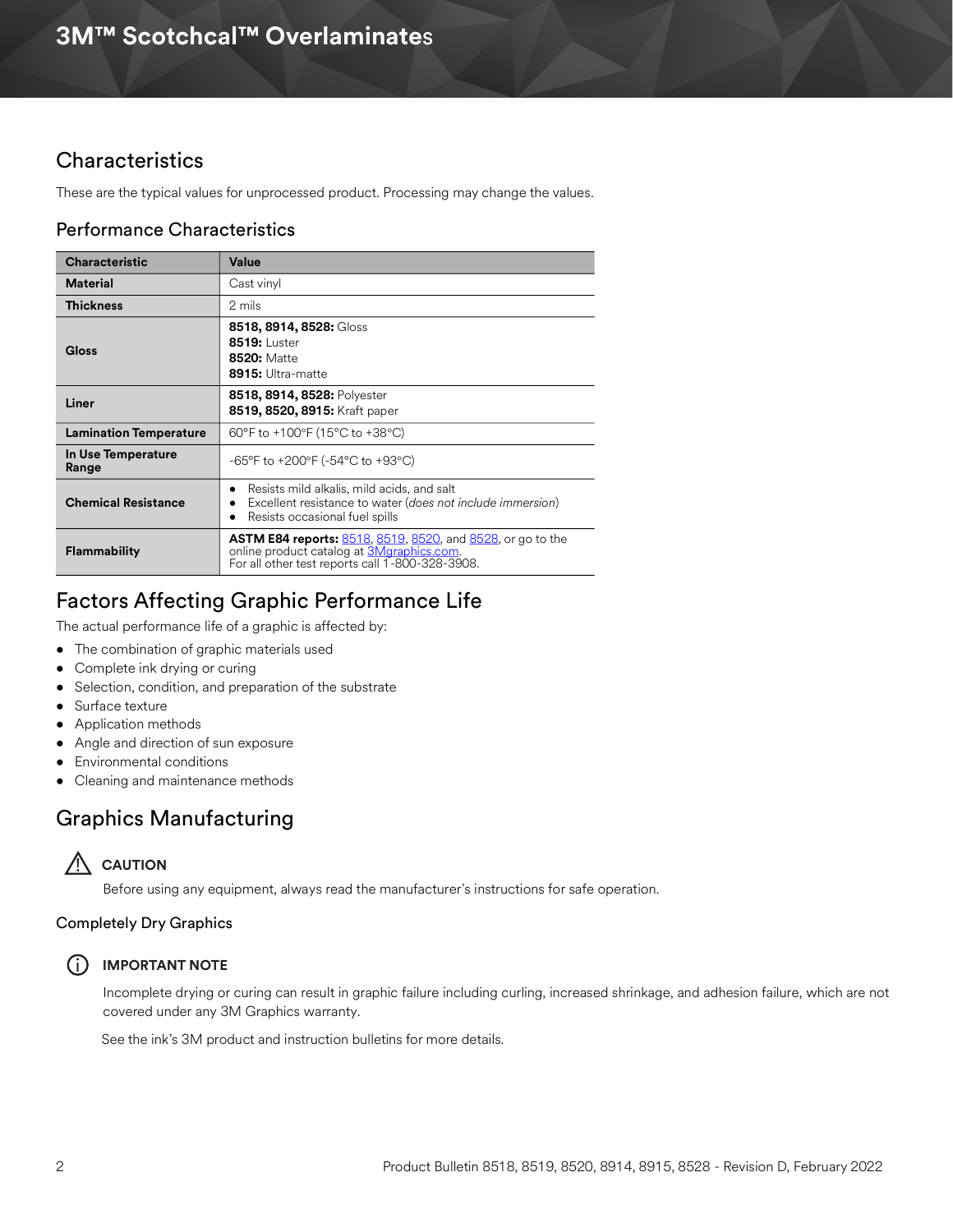## Characteristics

These are the typical values for unprocessed product. Processing may change the values.

### Performance Characteristics

| Characteristic | Value |
|---|---|
| **Material** | Cast vinyl |
| **Thickness** | 2 mils |
| **Gloss** | **8518, 8914, 8528:** Gloss<br>**8519:** Luster<br>**8520:** Matte<br>**8915:** Ultra-matte |
| **Liner** | **8518, 8914, 8528:** Polyester<br>**8519, 8520, 8915:** Kraft paper |
| **Lamination Temperature** | 60°F to +100°F (15°C to +38°C) |
| **In Use Temperature Range** | -65°F to +200°F (-54°C to +93°C) |
| **Chemical Resistance** | • Resists mild alkalis, mild acids, and salt<br>• Excellent resistance to water (*does not include immersion*)<br>• Resists occasional fuel spills |
| **Flammability** | **ASTM E84 reports:** 8518, 8519, 8520, and 8528, or go to the online product catalog at 3Mgraphics.com.<br>For all other test reports call 1-800-328-3908. |

## Factors Affecting Graphic Performance Life

The actual performance life of a graphic is affected by:

- The combination of graphic materials used
- Complete ink drying or curing
- Selection, condition, and preparation of the substrate
- Surface texture
- Application methods
- Angle and direction of sun exposure
- Environmental conditions
- Cleaning and maintenance methods

## Graphics Manufacturing

⚠ **CAUTION**

Before using any equipment, always read the manufacturer's instructions for safe operation.

### Completely Dry Graphics

ⓘ **IMPORTANT NOTE**

Incomplete drying or curing can result in graphic failure including curling, increased shrinkage, and adhesion failure, which are not covered under any 3M Graphics warranty.

See the ink's 3M product and instruction bulletins for more details.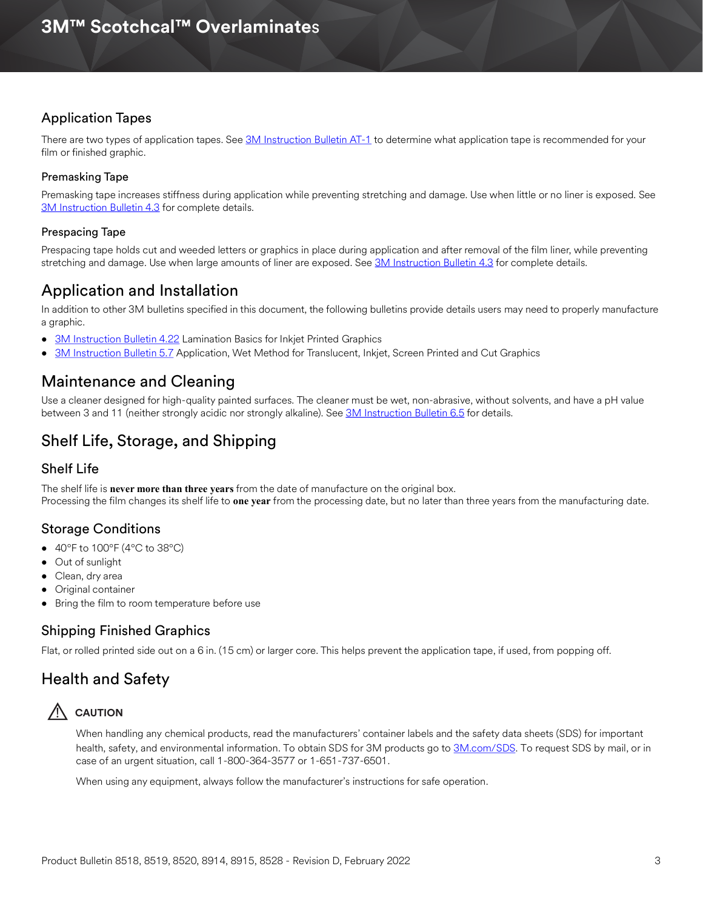## Application Tapes

There are two types of application tapes. See 3M Instruction Bulletin AT-1 to determine what application tape is recommended for your film or finished graphic.

### Premasking Tape

Premasking tape increases stiffness during application while preventing stretching and damage. Use when little or no liner is exposed. See 3M Instruction Bulletin 4.3 for complete details.

### Prespacing Tape

Prespacing tape holds cut and weeded letters or graphics in place during application and after removal of the film liner, while preventing stretching and damage. Use when large amounts of liner are exposed. See 3M Instruction Bulletin 4.3 for complete details.

## Application and Installation

In addition to other 3M bulletins specified in this document, the following bulletins provide details users may need to properly manufacture a graphic.

- 3M Instruction Bulletin 4.22 Lamination Basics for Inkjet Printed Graphics
- 3M Instruction Bulletin 5.7 Application, Wet Method for Translucent, Inkjet, Screen Printed and Cut Graphics

## Maintenance and Cleaning

Use a cleaner designed for high-quality painted surfaces. The cleaner must be wet, non-abrasive, without solvents, and have a pH value between 3 and 11 (neither strongly acidic nor strongly alkaline). See 3M Instruction Bulletin 6.5 for details.

## Shelf Life, Storage, and Shipping

### Shelf Life

The shelf life is **never more than three years** from the date of manufacture on the original box.
Processing the film changes its shelf life to **one year** from the processing date, but no later than three years from the manufacturing date.

### Storage Conditions

- 40°F to 100°F (4°C to 38°C)
- Out of sunlight
- Clean, dry area
- Original container
- Bring the film to room temperature before use

### Shipping Finished Graphics

Flat, or rolled printed side out on a 6 in. (15 cm) or larger core. This helps prevent the application tape, if used, from popping off.

## Health and Safety

⚠ **CAUTION**

When handling any chemical products, read the manufacturers' container labels and the safety data sheets (SDS) for important health, safety, and environmental information. To obtain SDS for 3M products go to 3M.com/SDS. To request SDS by mail, or in case of an urgent situation, call 1-800-364-3577 or 1-651-737-6501.

When using any equipment, always follow the manufacturer's instructions for safe operation.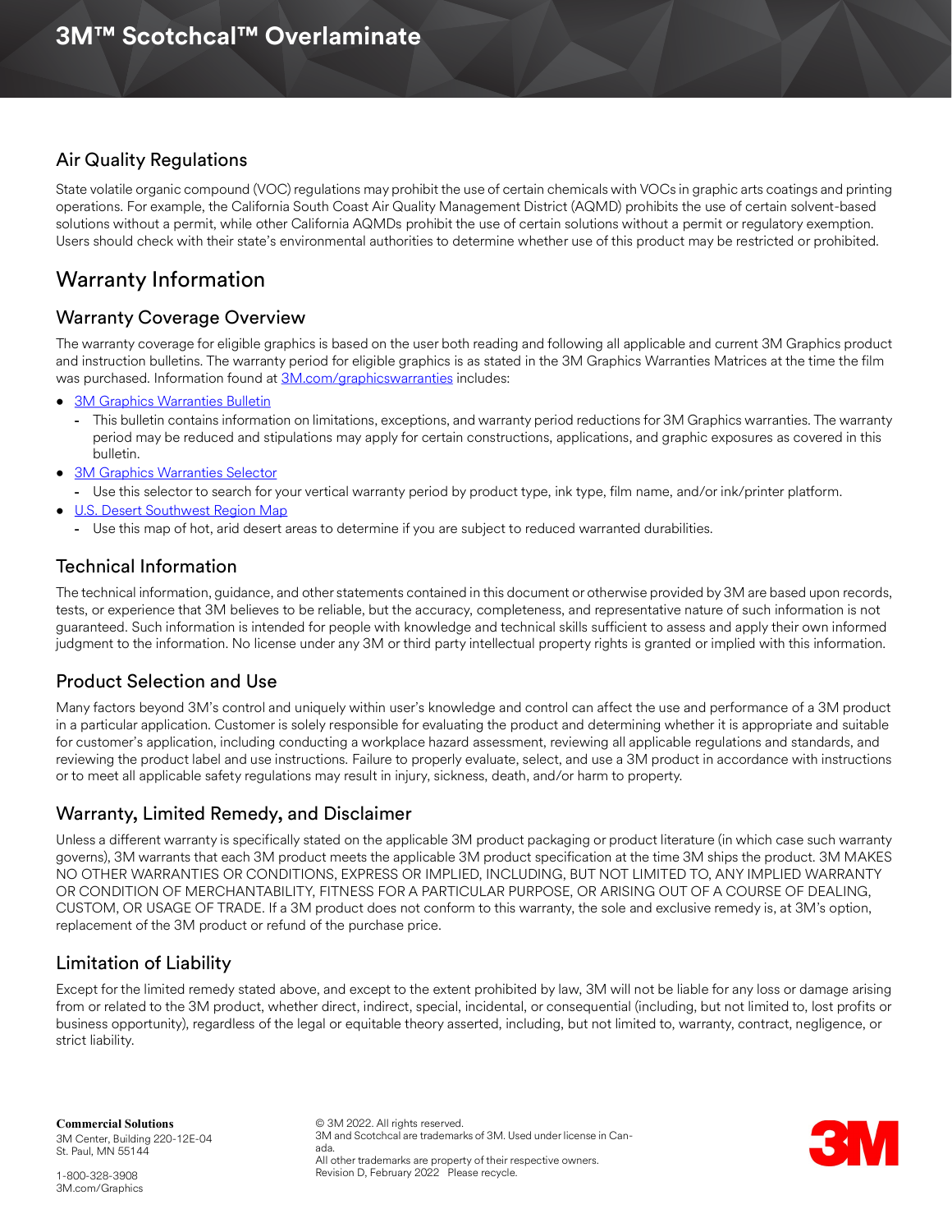## Air Quality Regulations

State volatile organic compound (VOC) regulations may prohibit the use of certain chemicals with VOCs in graphic arts coatings and printing operations. For example, the California South Coast Air Quality Management District (AQMD) prohibits the use of certain solvent-based solutions without a permit, while other California AQMDs prohibit the use of certain solutions without a permit or regulatory exemption. Users should check with their state's environmental authorities to determine whether use of this product may be restricted or prohibited.

# Warranty Information

## Warranty Coverage Overview

The warranty coverage for eligible graphics is based on the user both reading and following all applicable and current 3M Graphics product and instruction bulletins. The warranty period for eligible graphics is as stated in the 3M Graphics Warranties Matrices at the time the film was purchased. Information found at 3M.com/graphicswarranties includes:

- 3M Graphics Warranties Bulletin
  - This bulletin contains information on limitations, exceptions, and warranty period reductions for 3M Graphics warranties. The warranty period may be reduced and stipulations may apply for certain constructions, applications, and graphic exposures as covered in this bulletin.
- 3M Graphics Warranties Selector
  - Use this selector to search for your vertical warranty period by product type, ink type, film name, and/or ink/printer platform.
- U.S. Desert Southwest Region Map
  - Use this map of hot, arid desert areas to determine if you are subject to reduced warranted durabilities.

## Technical Information

The technical information, guidance, and other statements contained in this document or otherwise provided by 3M are based upon records, tests, or experience that 3M believes to be reliable, but the accuracy, completeness, and representative nature of such information is not guaranteed. Such information is intended for people with knowledge and technical skills sufficient to assess and apply their own informed judgment to the information. No license under any 3M or third party intellectual property rights is granted or implied with this information.

## Product Selection and Use

Many factors beyond 3M's control and uniquely within user's knowledge and control can affect the use and performance of a 3M product in a particular application. Customer is solely responsible for evaluating the product and determining whether it is appropriate and suitable for customer's application, including conducting a workplace hazard assessment, reviewing all applicable regulations and standards, and reviewing the product label and use instructions. Failure to properly evaluate, select, and use a 3M product in accordance with instructions or to meet all applicable safety regulations may result in injury, sickness, death, and/or harm to property.

## Warranty, Limited Remedy, and Disclaimer

Unless a different warranty is specifically stated on the applicable 3M product packaging or product literature (in which case such warranty governs), 3M warrants that each 3M product meets the applicable 3M product specification at the time 3M ships the product. 3M MAKES NO OTHER WARRANTIES OR CONDITIONS, EXPRESS OR IMPLIED, INCLUDING, BUT NOT LIMITED TO, ANY IMPLIED WARRANTY OR CONDITION OF MERCHANTABILITY, FITNESS FOR A PARTICULAR PURPOSE, OR ARISING OUT OF A COURSE OF DEALING, CUSTOM, OR USAGE OF TRADE. If a 3M product does not conform to this warranty, the sole and exclusive remedy is, at 3M's option, replacement of the 3M product or refund of the purchase price.

## Limitation of Liability

Except for the limited remedy stated above, and except to the extent prohibited by law, 3M will not be liable for any loss or damage arising from or related to the 3M product, whether direct, indirect, special, incidental, or consequential (including, but not limited to, lost profits or business opportunity), regardless of the legal or equitable theory asserted, including, but not limited to, warranty, contract, negligence, or strict liability.

**Commercial Solutions**
3M Center, Building 220-12E-04
St. Paul, MN 55144

1-800-328-3908
3M.com/Graphics

© 3M 2022. All rights reserved.
3M and Scotchcal are trademarks of 3M. Used under license in Canada.
All other trademarks are property of their respective owners.
Revision D, February 2022 Please recycle.